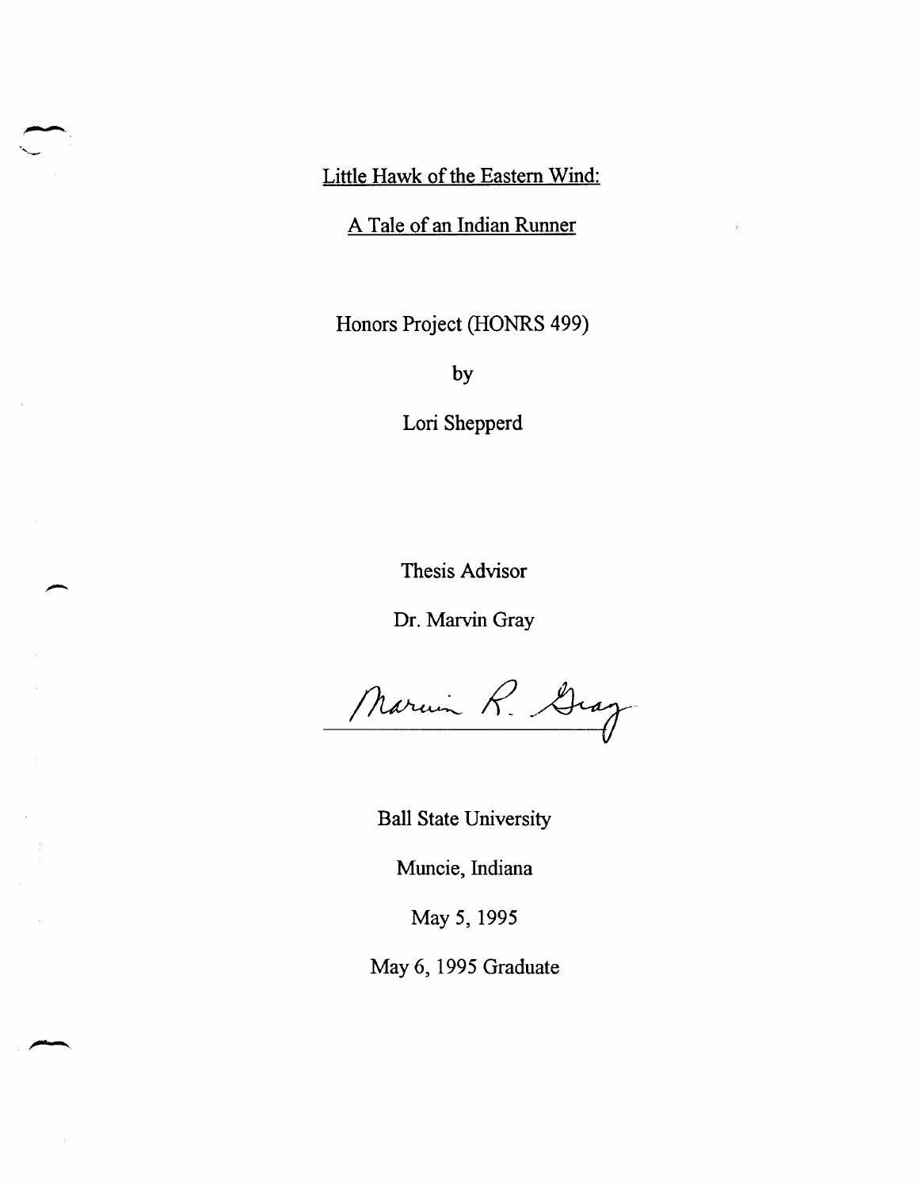# Little Hawk of the Eastern Wind:

## A Tale of an Indian Runner

Honors Project (HONRS 499)

by

Lori Shepperd

Thesis Advisor

Dr. Marvin Gray

Marvin R. Gray

Ball State University

Muncie, Indiana

May 5, 1995

May 6, 1995 Graduate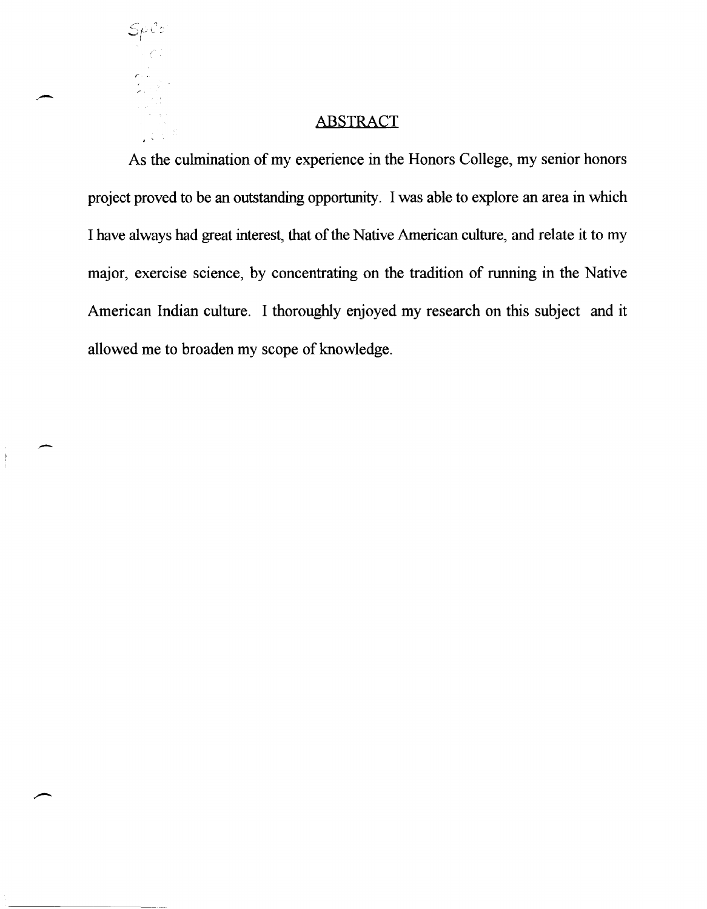## ABSTRACT

As the culmination of my experience in the Honors College, my senior honors project proved to be an outstanding opportunity. I was able to explore an area in which I have always had great interest, that of the Native American culture, and relate it to my major, exercise science, by concentrating on the tradition of running in the Native American Indian culture. I thoroughly enjoyed my research on this subject and it allowed me to broaden my scope of knowledge.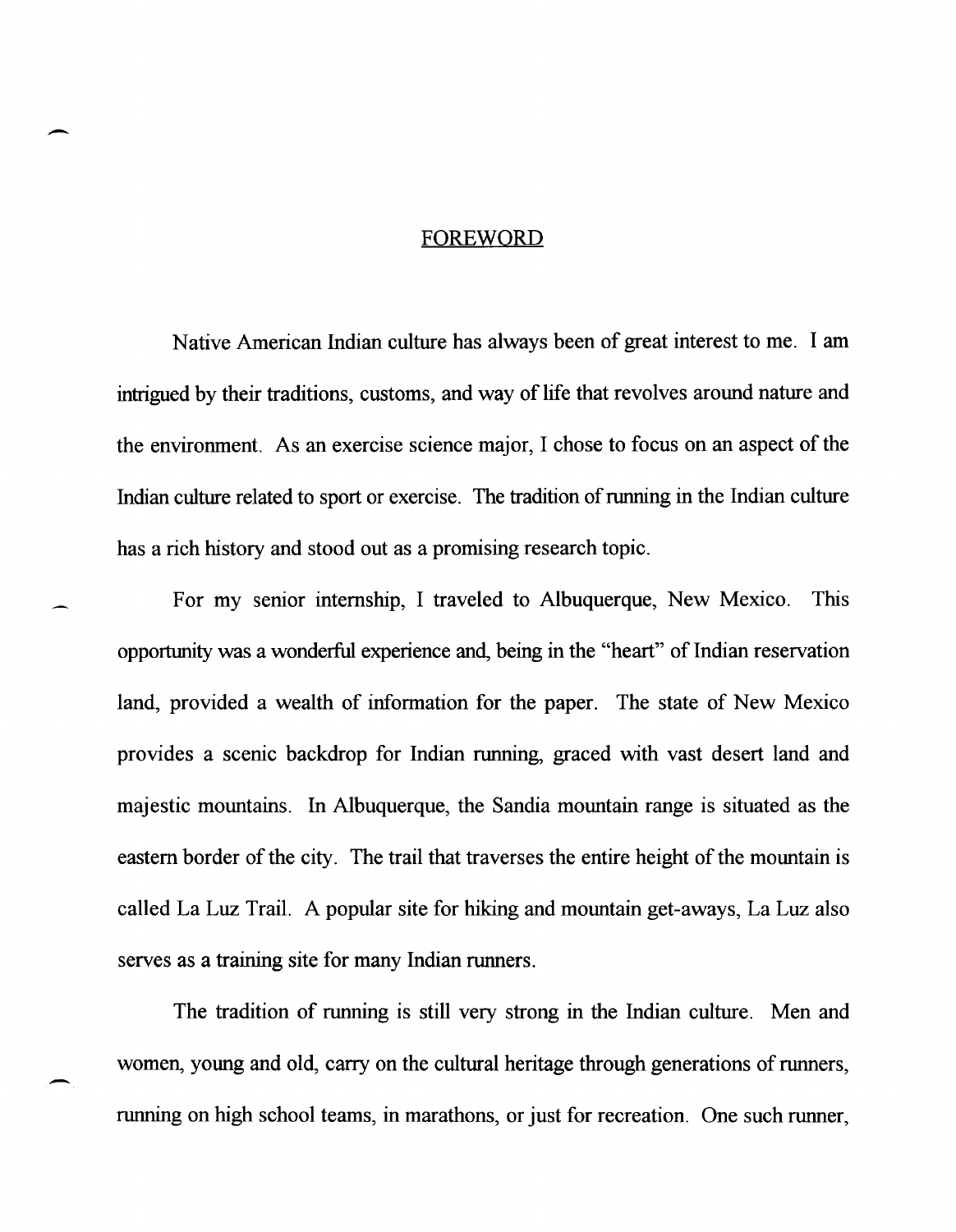## FOREWORD

Native American Indian culture has always been of great interest to me. I am intrigued by their traditions, customs, and way of life that revolves around nature and the environment. As an exercise science major, I chose to focus on an aspect of the Indian culture related to sport or exercise. The tradition of running in the Indian culture has a rich history and stood out as a promising research topic.

For my senior internship, I traveled to Albuquerque, New Mexico. This opportunity was a wonderful experience and, being in the "heart" of Indian reservation land, provided a wealth of information for the paper. The state of New Mexico provides a scenic backdrop for Indian running, graced with vast desert land and majestic mountains. In Albuquerque, the Sandia mountain range is situated as the eastern border of the city. The trail that traverses the entire height of the mountain is called La Luz Trail. A popular site for hiking and mountain get-aways, La Luz also serves as a training site for many Indian runners.

The tradition of running is still very strong in the Indian culture. Men and women, young and old, carry on the cultural heritage through generations of runners, running on high school teams, in marathons, or just for recreation. One such runner,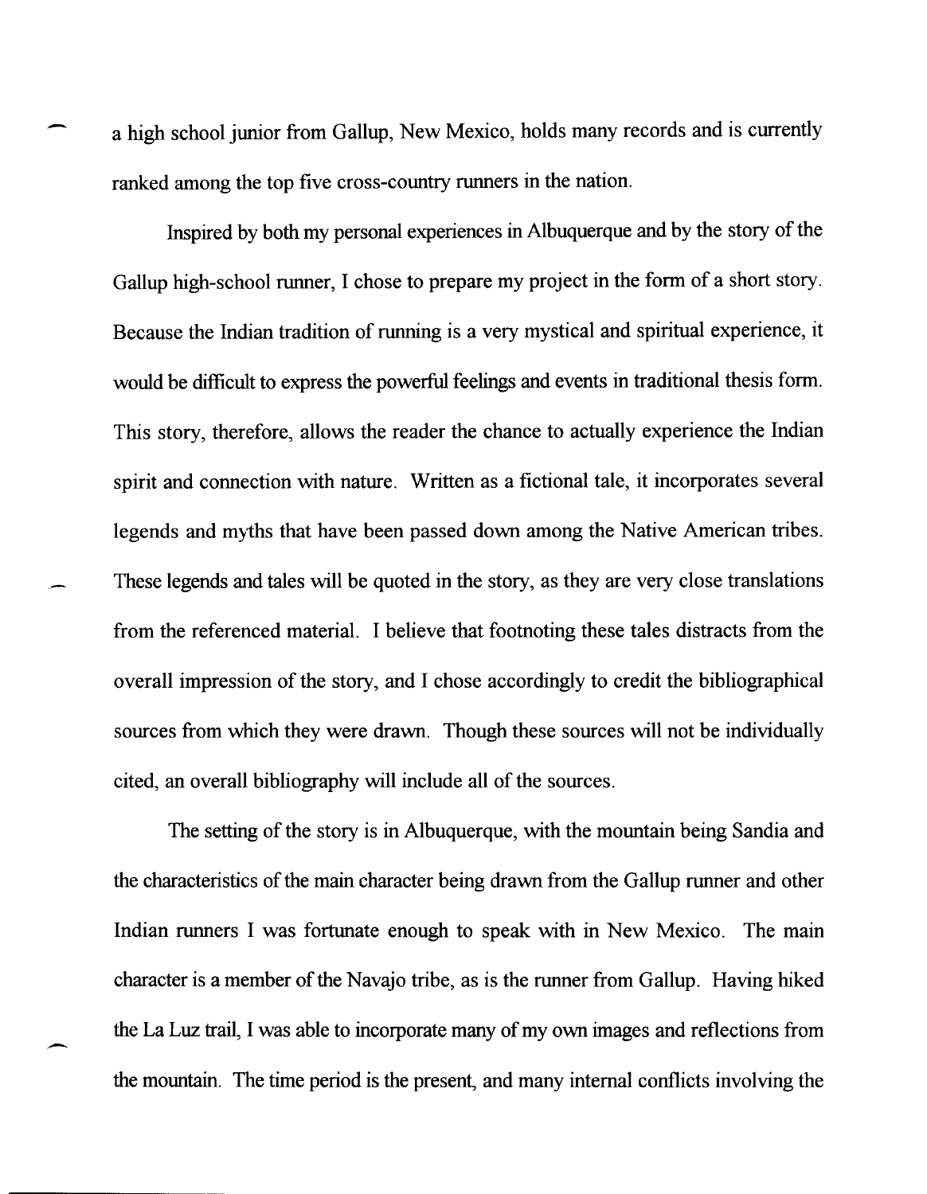a high school junior from Gallup, New Mexico, holds many records and is currently ranked among the top five cross-country runners in the nation.

Inspired by both my personal experiences in Albuquerque and by the story of the Gallup high-school runner, I chose to prepare my project in the form of a short story. Because the Indian tradition of running is a very mystical and spiritual experience, it would be difficult to express the powerful feelings and events in traditional thesis form. This story, therefore, allows the reader the chance to actually experience the Indian spirit and connection with nature. Written as a fictional tale, it incorporates several legends and myths that have been passed down among the Native American tribes. These legends and tales will be quoted in the story, as they are very close translations from the referenced material. I believe that footnoting these tales distracts from the overall impression of the story, and I chose accordingly to credit the bibliographical sources from which they were drawn. Though these sources will not be individually cited, an overall bibliography will include all of the sources.

The setting of the story is in Albuquerque, with the mountain being Sandia and the characteristics of the main character being drawn from the Gallup runner and other Indian runners I was fortunate enough to speak with in New Mexico. The main character is a member of the Navajo tribe, as is the runner from Gallup. Having hiked the La Luz trail, I was able to incorporate many of my own images and reflections from the mountain. The time period is the present, and many internal conflicts involving the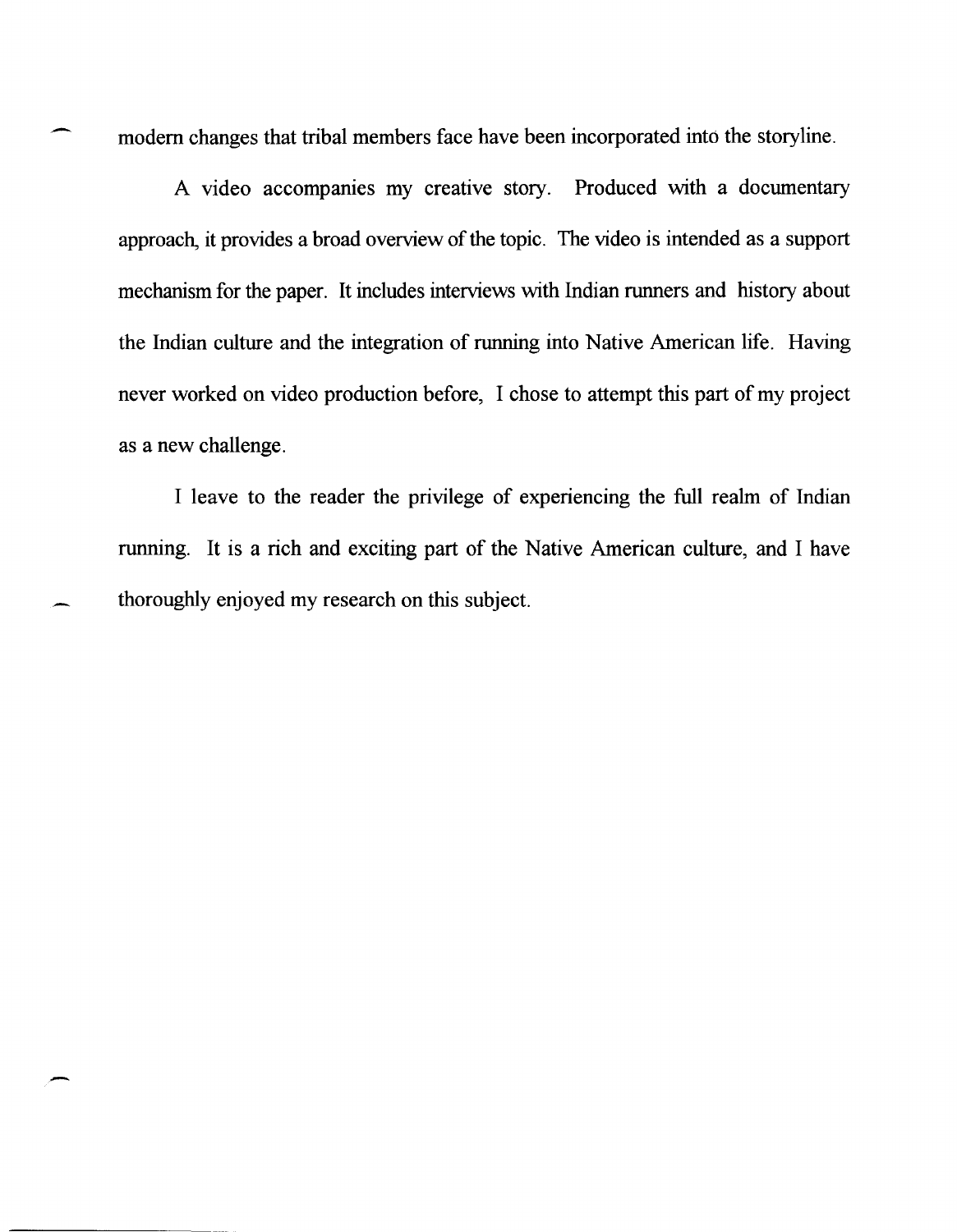modern changes that tribal members face have been incorporated into the storyline.

A video accompanies my creative story. Produced with a documentary approach, it provides a broad overview of the topic. The video is intended as a support mechanism for the paper. It includes interviews with Indian runners and history about the Indian culture and the integration of running into Native American life. Having never worked on video production before, I chose to attempt this part of my project as a new challenge.

I leave to the reader the privilege of experiencing the full realm of Indian running. It is a rich and exciting part of the Native American culture, and I have thoroughly enjoyed my research on this subject.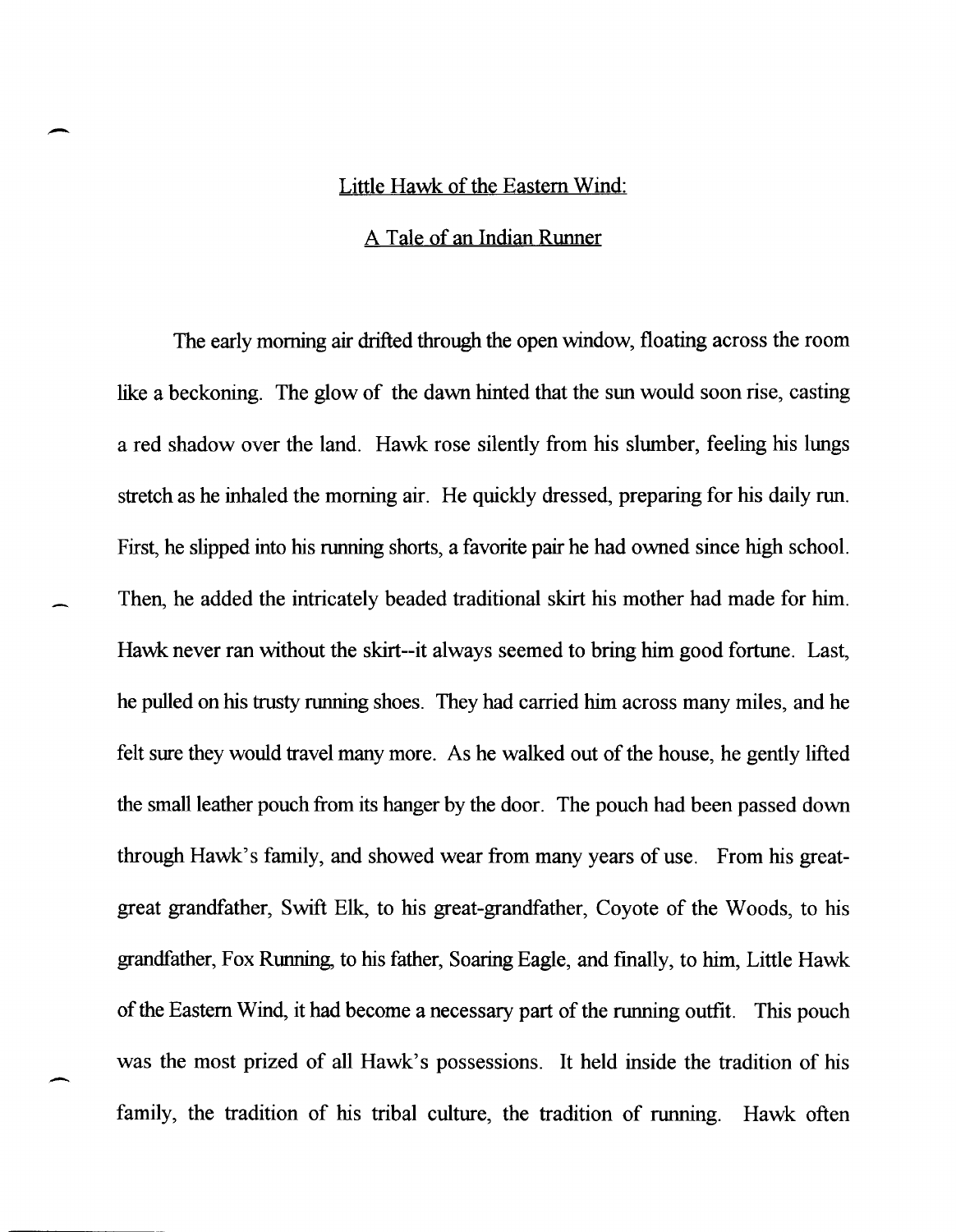# Little Hawk of the Eastern Wind:

## A Tale of an Indian Runner

The early morning air drifted through the open window, floating across the room like a beckoning. The glow of the dawn hinted that the sun would soon rise, casting a red shadow over the land. Hawk rose silently from his slumber, feeling his lungs stretch as he inhaled the morning air. He quickly dressed, preparing for his daily run. First, he slipped into his running shorts, a favorite pair he had owned since high school. Then, he added the intricately beaded traditional skirt his mother had made for him. Hawk never ran without the skirt--it always seemed to bring him good fortune. Last, he pulled on his trusty running shoes. They had carried him across many miles, and he felt sure they would travel many more. As he walked out of the house, he gently lifted the small leather pouch from its hanger by the door. The pouch had been passed down through Hawk's family, and showed wear from many years of use. From his great-great grandfather, Swift Elk, to his great-grandfather, Coyote of the Woods, to his grandfather, Fox Running, to his father, Soaring Eagle, and finally, to him, Little Hawk of the Eastern Wind, it had become a necessary part of the running outfit. This pouch was the most prized of all Hawk's possessions. It held inside the tradition of his family, the tradition of his tribal culture, the tradition of running. Hawk often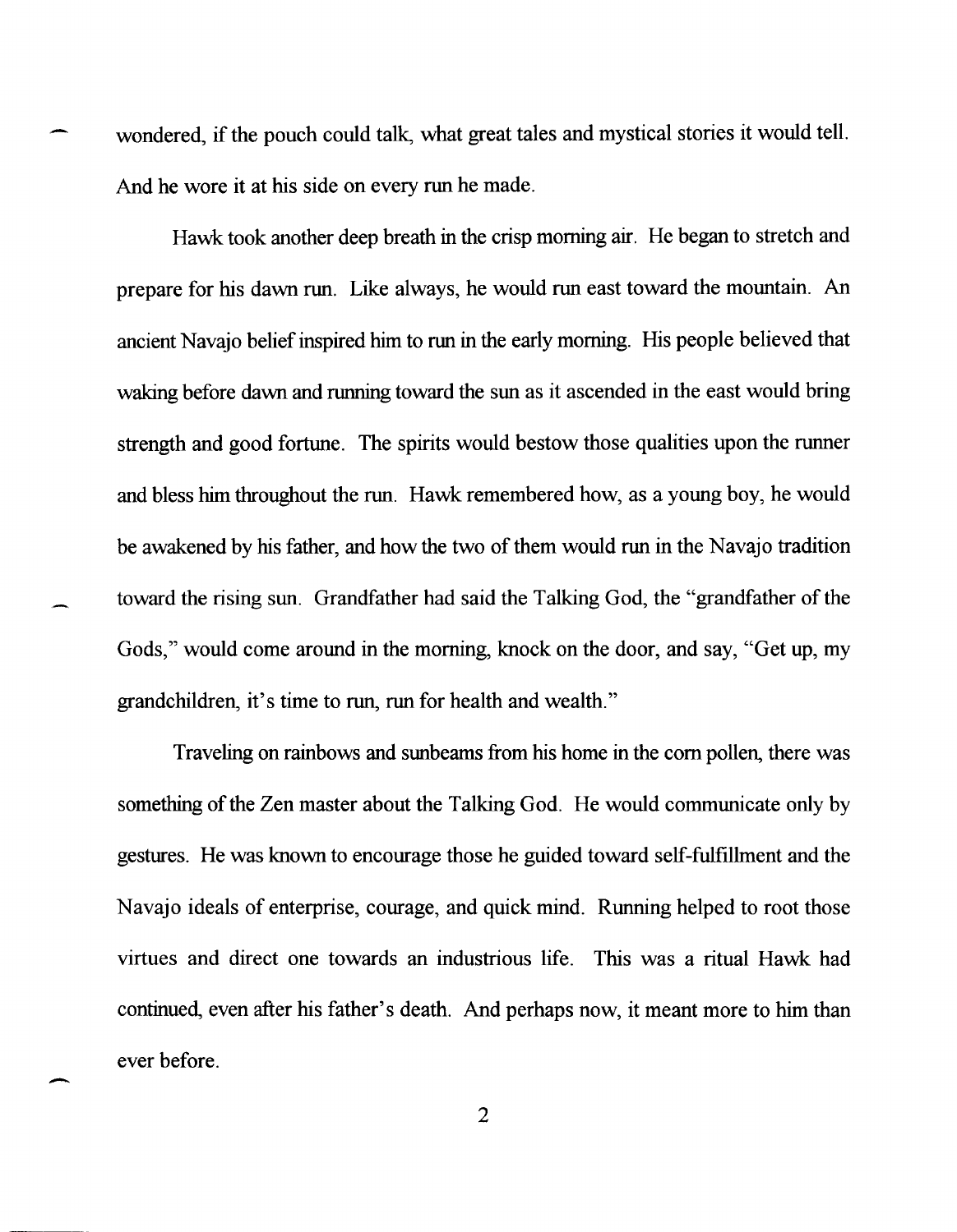wondered, if the pouch could talk, what great tales and mystical stories it would tell. And he wore it at his side on every run he made.

Hawk took another deep breath in the crisp morning air. He began to stretch and prepare for his dawn run. Like always, he would run east toward the mountain. An ancient Navajo belief inspired him to run in the early morning. His people believed that waking before dawn and running toward the sun as it ascended in the east would bring strength and good fortune. The spirits would bestow those qualities upon the runner and bless him throughout the run. Hawk remembered how, as a young boy, he would be awakened by his father, and how the two of them would run in the Navajo tradition toward the rising sun. Grandfather had said the Talking God, the "grandfather of the Gods," would come around in the morning, knock on the door, and say, "Get up, my grandchildren, it's time to run, run for health and wealth."

Traveling on rainbows and sunbeams from his home in the corn pollen, there was something of the Zen master about the Talking God. He would communicate only by gestures. He was known to encourage those he guided toward self-fulfillment and the Navajo ideals of enterprise, courage, and quick mind. Running helped to root those virtues and direct one towards an industrious life. This was a ritual Hawk had continued, even after his father's death. And perhaps now, it meant more to him than ever before.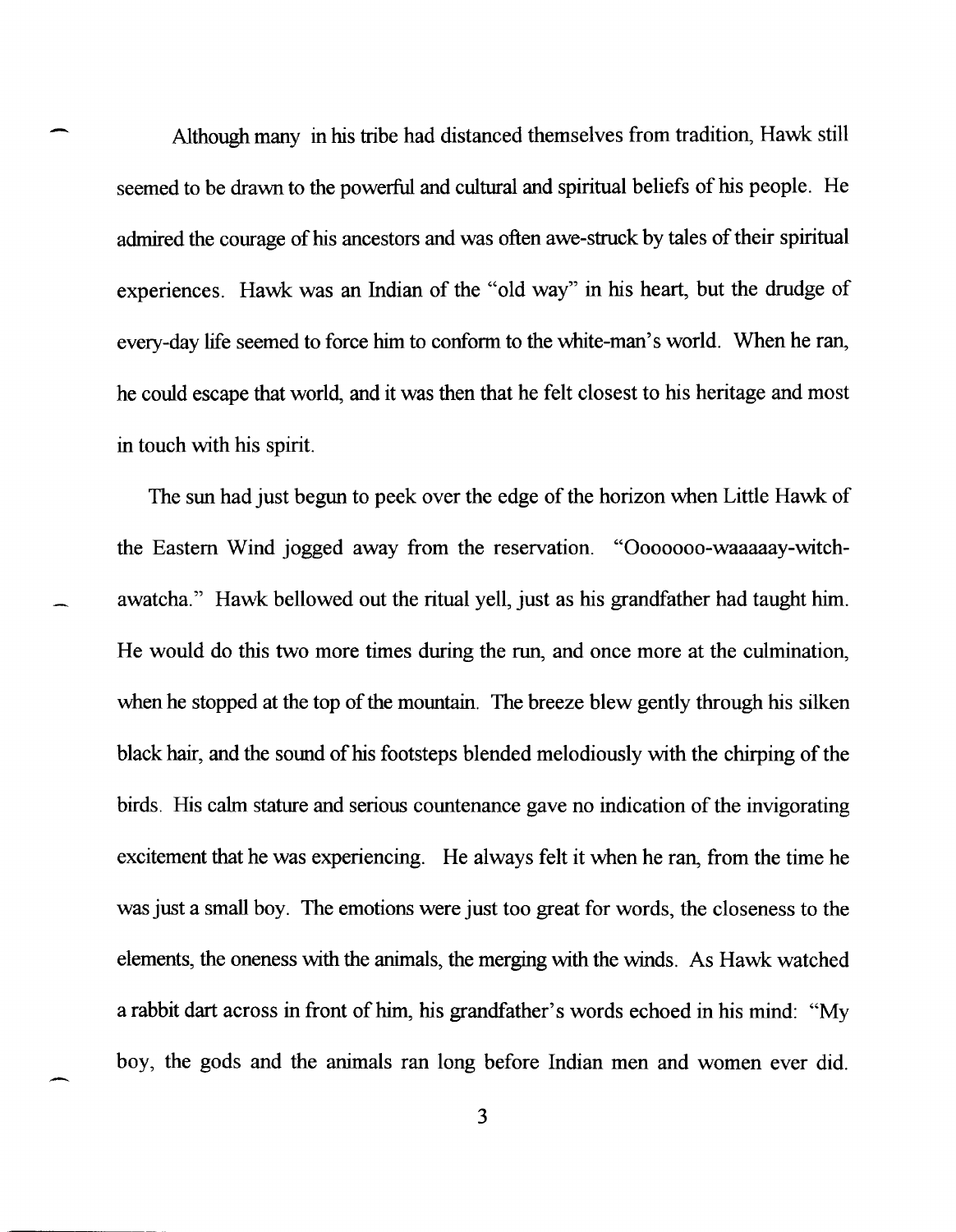Although many in his tribe had distanced themselves from tradition, Hawk still seemed to be drawn to the powerful and cultural and spiritual beliefs of his people. He admired the courage of his ancestors and was often awe-struck by tales of their spiritual experiences. Hawk was an Indian of the "old way" in his heart, but the drudge of every-day life seemed to force him to conform to the white-man's world. When he ran, he could escape that world, and it was then that he felt closest to his heritage and most in touch with his spirit.

The sun had just begun to peek over the edge of the horizon when Little Hawk of the Eastern Wind jogged away from the reservation. "Ooooooo-waaaaay-witch-awatcha." Hawk bellowed out the ritual yell, just as his grandfather had taught him. He would do this two more times during the run, and once more at the culmination, when he stopped at the top of the mountain. The breeze blew gently through his silken black hair, and the sound of his footsteps blended melodiously with the chirping of the birds. His calm stature and serious countenance gave no indication of the invigorating excitement that he was experiencing. He always felt it when he ran, from the time he was just a small boy. The emotions were just too great for words, the closeness to the elements, the oneness with the animals, the merging with the winds. As Hawk watched a rabbit dart across in front of him, his grandfather's words echoed in his mind: "My boy, the gods and the animals ran long before Indian men and women ever did.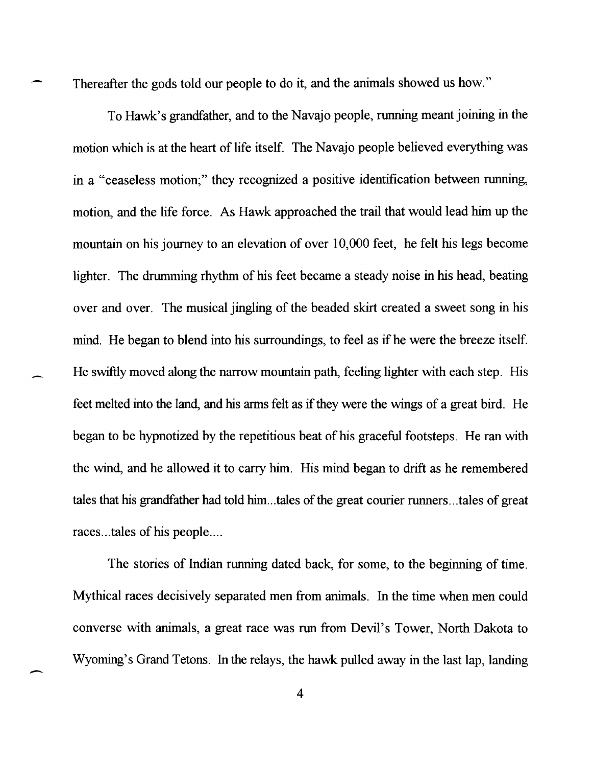Thereafter the gods told our people to do it, and the animals showed us how."

To Hawk's grandfather, and to the Navajo people, running meant joining in the motion which is at the heart of life itself. The Navajo people believed everything was in a "ceaseless motion;" they recognized a positive identification between running, motion, and the life force. As Hawk approached the trail that would lead him up the mountain on his journey to an elevation of over 10,000 feet, he felt his legs become lighter. The drumming rhythm of his feet became a steady noise in his head, beating over and over. The musical jingling of the beaded skirt created a sweet song in his mind. He began to blend into his surroundings, to feel as if he were the breeze itself. He swiftly moved along the narrow mountain path, feeling lighter with each step. His feet melted into the land, and his arms felt as if they were the wings of a great bird. He began to be hypnotized by the repetitious beat of his graceful footsteps. He ran with the wind, and he allowed it to carry him. His mind began to drift as he remembered tales that his grandfather had told him...tales of the great courier runners...tales of great races...tales of his people....

The stories of Indian running dated back, for some, to the beginning of time. Mythical races decisively separated men from animals. In the time when men could converse with animals, a great race was run from Devil's Tower, North Dakota to Wyoming's Grand Tetons. In the relays, the hawk pulled away in the last lap, landing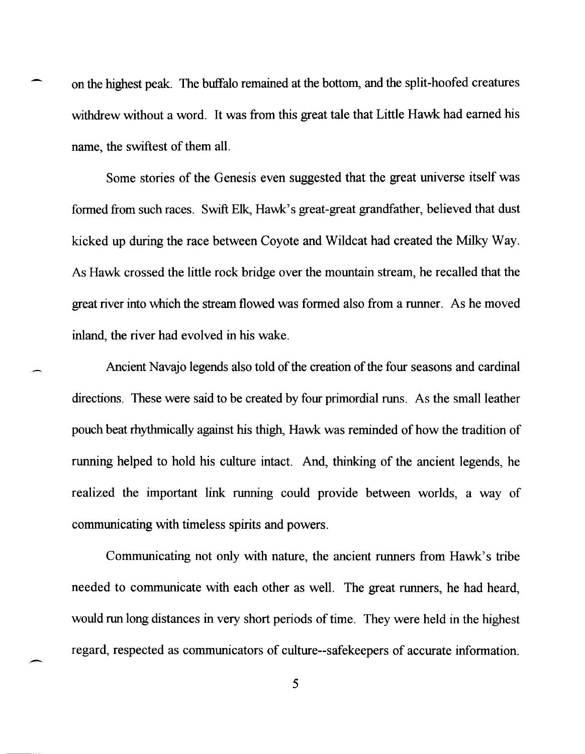on the highest peak. The buffalo remained at the bottom, and the split-hoofed creatures withdrew without a word. It was from this great tale that Little Hawk had earned his name, the swiftest of them all.

Some stories of the Genesis even suggested that the great universe itself was formed from such races. Swift Elk, Hawk's great-great grandfather, believed that dust kicked up during the race between Coyote and Wildcat had created the Milky Way. As Hawk crossed the little rock bridge over the mountain stream, he recalled that the great river into which the stream flowed was formed also from a runner. As he moved inland, the river had evolved in his wake.

Ancient Navajo legends also told of the creation of the four seasons and cardinal directions. These were said to be created by four primordial runs. As the small leather pouch beat rhythmically against his thigh, Hawk was reminded of how the tradition of running helped to hold his culture intact. And, thinking of the ancient legends, he realized the important link running could provide between worlds, a way of communicating with timeless spirits and powers.

Communicating not only with nature, the ancient runners from Hawk's tribe needed to communicate with each other as well. The great runners, he had heard, would run long distances in very short periods of time. They were held in the highest regard, respected as communicators of culture--safekeepers of accurate information.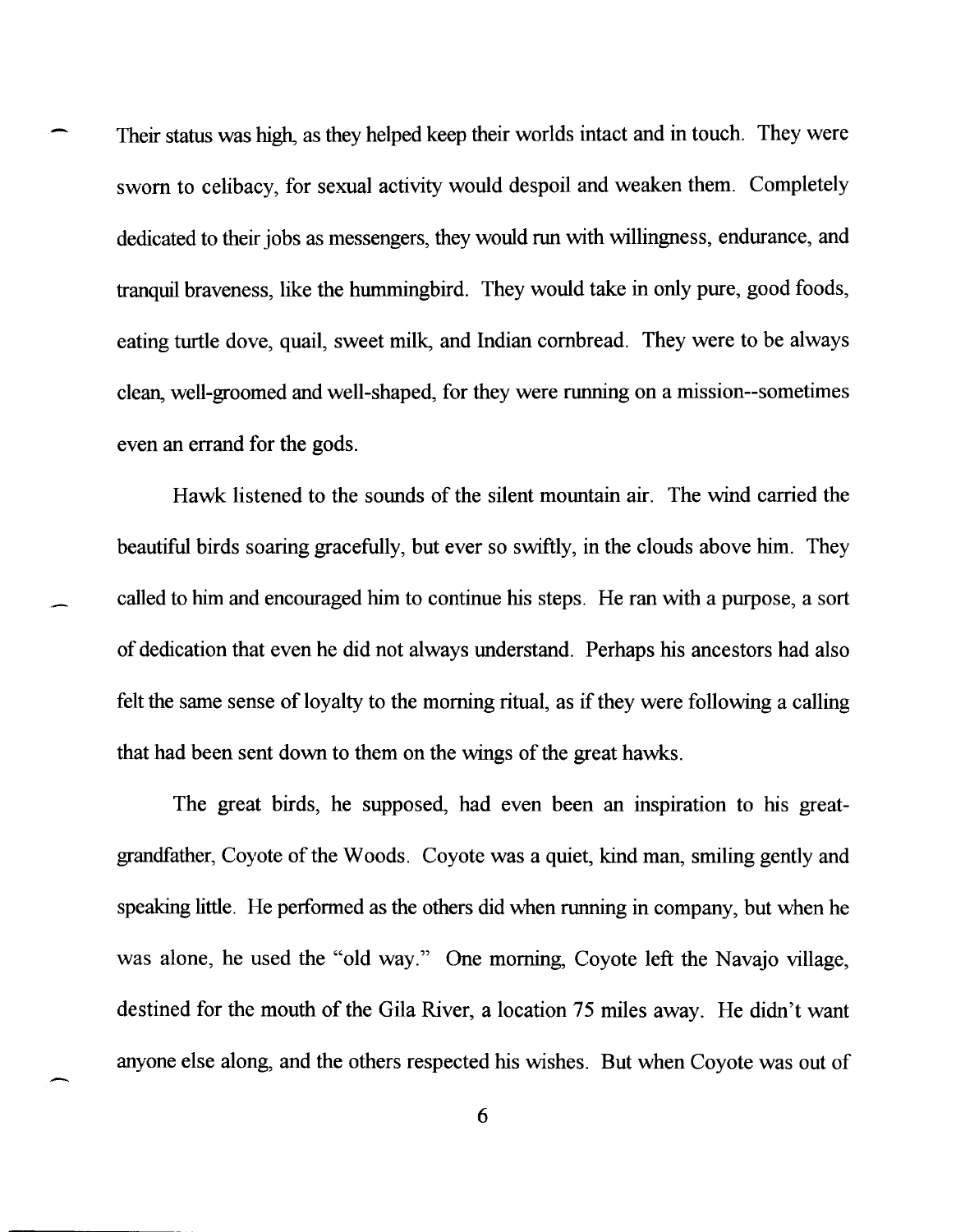Their status was high, as they helped keep their worlds intact and in touch. They were sworn to celibacy, for sexual activity would despoil and weaken them. Completely dedicated to their jobs as messengers, they would run with willingness, endurance, and tranquil braveness, like the hummingbird. They would take in only pure, good foods, eating turtle dove, quail, sweet milk, and Indian cornbread. They were to be always clean, well-groomed and well-shaped, for they were running on a mission--sometimes even an errand for the gods.

Hawk listened to the sounds of the silent mountain air. The wind carried the beautiful birds soaring gracefully, but ever so swiftly, in the clouds above him. They called to him and encouraged him to continue his steps. He ran with a purpose, a sort of dedication that even he did not always understand. Perhaps his ancestors had also felt the same sense of loyalty to the morning ritual, as if they were following a calling that had been sent down to them on the wings of the great hawks.

The great birds, he supposed, had even been an inspiration to his great-grandfather, Coyote of the Woods. Coyote was a quiet, kind man, smiling gently and speaking little. He performed as the others did when running in company, but when he was alone, he used the "old way." One morning, Coyote left the Navajo village, destined for the mouth of the Gila River, a location 75 miles away. He didn't want anyone else along, and the others respected his wishes. But when Coyote was out of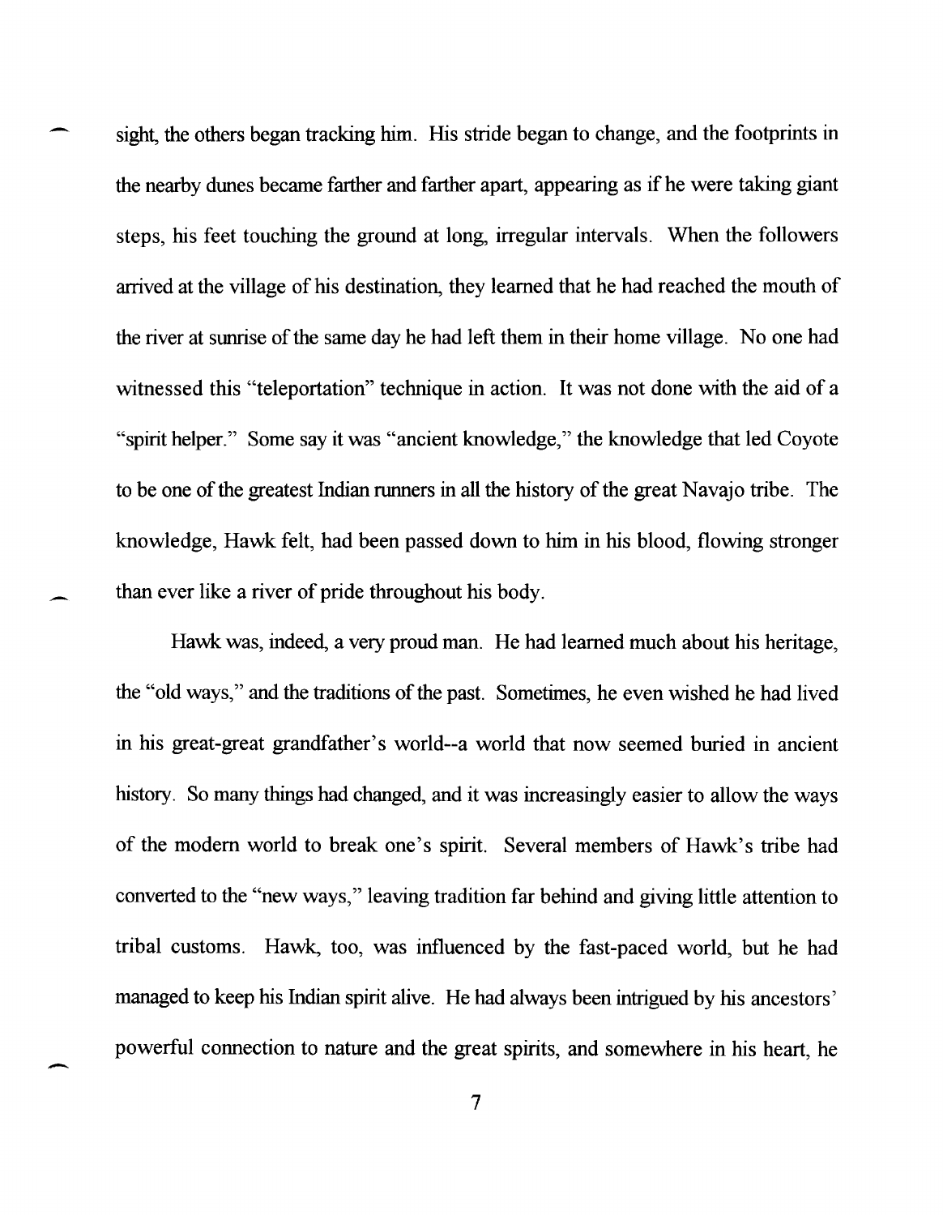sight, the others began tracking him. His stride began to change, and the footprints in the nearby dunes became farther and farther apart, appearing as if he were taking giant steps, his feet touching the ground at long, irregular intervals. When the followers arrived at the village of his destination, they learned that he had reached the mouth of the river at sunrise of the same day he had left them in their home village. No one had witnessed this "teleportation" technique in action. It was not done with the aid of a "spirit helper." Some say it was "ancient knowledge," the knowledge that led Coyote to be one of the greatest Indian runners in all the history of the great Navajo tribe. The knowledge, Hawk felt, had been passed down to him in his blood, flowing stronger than ever like a river of pride throughout his body.

Hawk was, indeed, a very proud man. He had learned much about his heritage, the "old ways," and the traditions of the past. Sometimes, he even wished he had lived in his great-great grandfather's world--a world that now seemed buried in ancient history. So many things had changed, and it was increasingly easier to allow the ways of the modern world to break one's spirit. Several members of Hawk's tribe had converted to the "new ways," leaving tradition far behind and giving little attention to tribal customs. Hawk, too, was influenced by the fast-paced world, but he had managed to keep his Indian spirit alive. He had always been intrigued by his ancestors' powerful connection to nature and the great spirits, and somewhere in his heart, he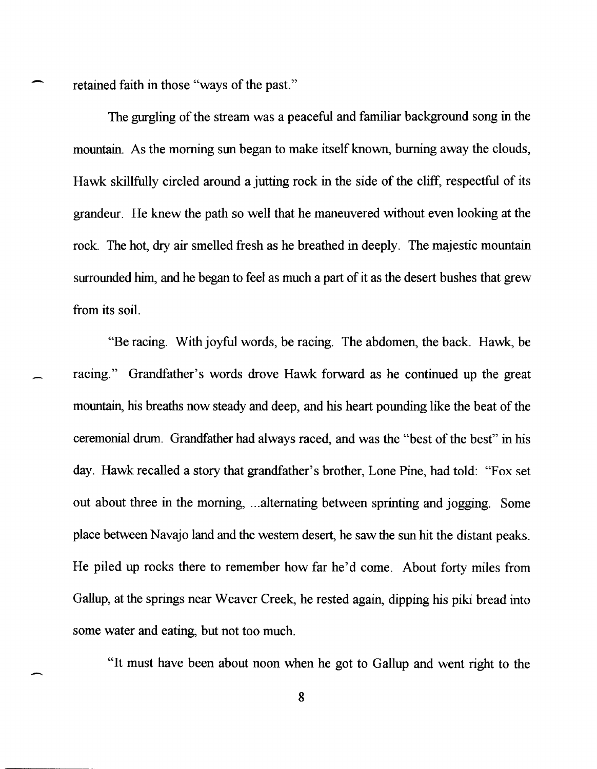retained faith in those "ways of the past."

The gurgling of the stream was a peaceful and familiar background song in the mountain. As the morning sun began to make itself known, burning away the clouds, Hawk skillfully circled around a jutting rock in the side of the cliff, respectful of its grandeur. He knew the path so well that he maneuvered without even looking at the rock. The hot, dry air smelled fresh as he breathed in deeply. The majestic mountain surrounded him, and he began to feel as much a part of it as the desert bushes that grew from its soil.

"Be racing. With joyful words, be racing. The abdomen, the back. Hawk, be racing." Grandfather's words drove Hawk forward as he continued up the great mountain, his breaths now steady and deep, and his heart pounding like the beat of the ceremonial drum. Grandfather had always raced, and was the "best of the best" in his day. Hawk recalled a story that grandfather's brother, Lone Pine, had told: "Fox set out about three in the morning, ...alternating between sprinting and jogging. Some place between Navajo land and the western desert, he saw the sun hit the distant peaks. He piled up rocks there to remember how far he'd come. About forty miles from Gallup, at the springs near Weaver Creek, he rested again, dipping his piki bread into some water and eating, but not too much.

"It must have been about noon when he got to Gallup and went right to the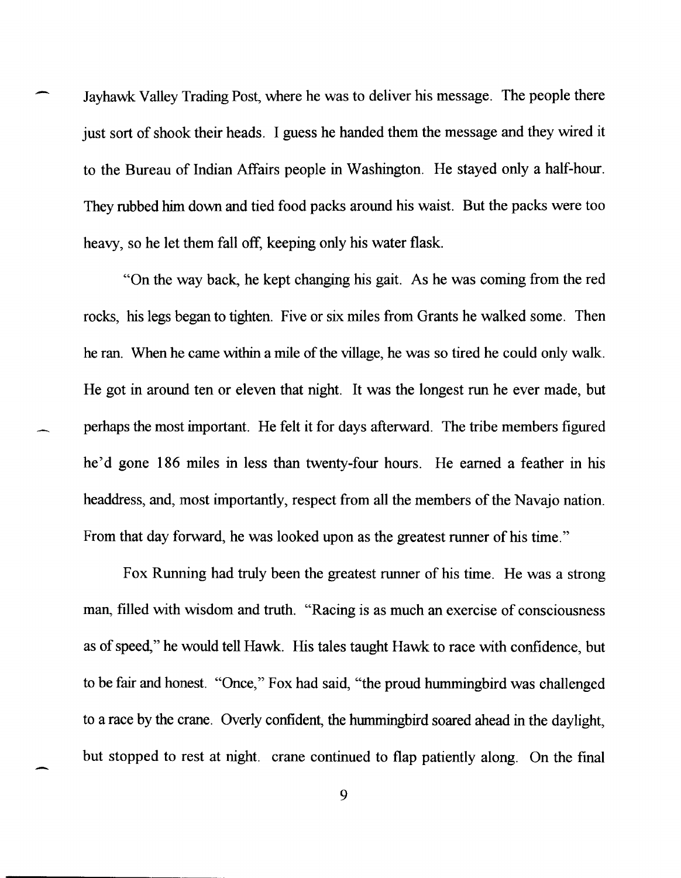Jayhawk Valley Trading Post, where he was to deliver his message. The people there just sort of shook their heads. I guess he handed them the message and they wired it to the Bureau of Indian Affairs people in Washington. He stayed only a half-hour. They rubbed him down and tied food packs around his waist. But the packs were too heavy, so he let them fall off, keeping only his water flask.

"On the way back, he kept changing his gait. As he was coming from the red rocks, his legs began to tighten. Five or six miles from Grants he walked some. Then he ran. When he came within a mile of the village, he was so tired he could only walk. He got in around ten or eleven that night. It was the longest run he ever made, but perhaps the most important. He felt it for days afterward. The tribe members figured he'd gone 186 miles in less than twenty-four hours. He earned a feather in his headdress, and, most importantly, respect from all the members of the Navajo nation. From that day forward, he was looked upon as the greatest runner of his time."

Fox Running had truly been the greatest runner of his time. He was a strong man, filled with wisdom and truth. "Racing is as much an exercise of consciousness as of speed," he would tell Hawk. His tales taught Hawk to race with confidence, but to be fair and honest. "Once," Fox had said, "the proud hummingbird was challenged to a race by the crane. Overly confident, the hummingbird soared ahead in the daylight, but stopped to rest at night. crane continued to flap patiently along. On the final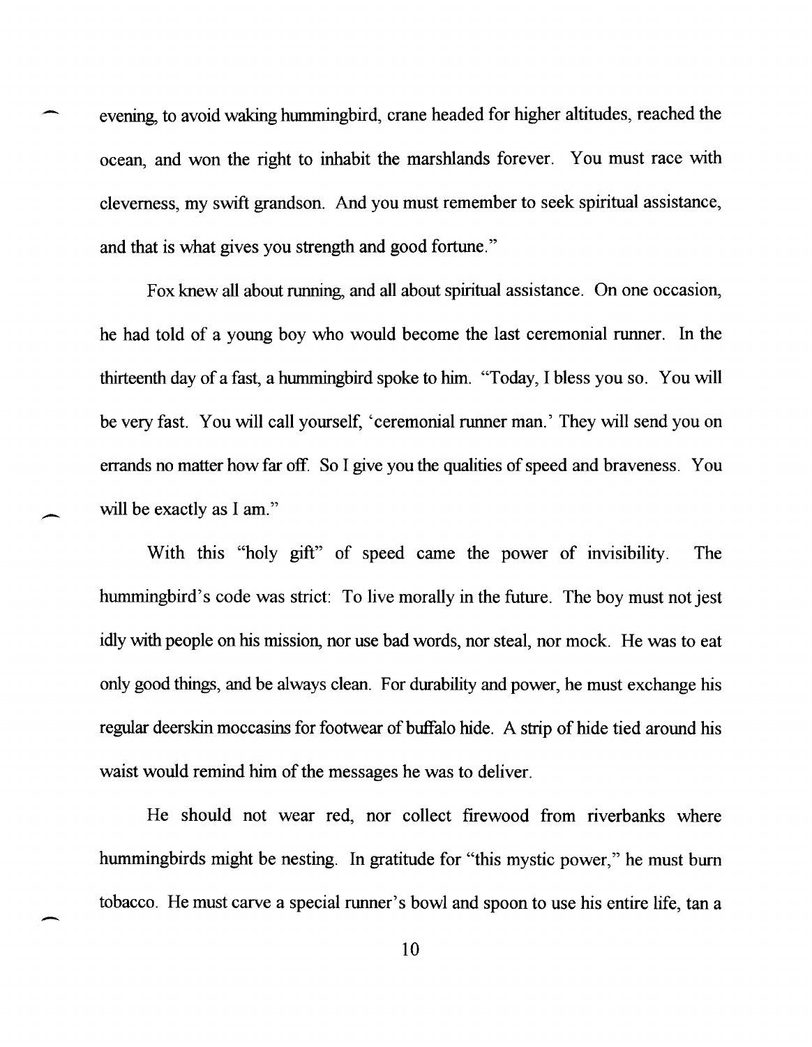evening, to avoid waking hummingbird, crane headed for higher altitudes, reached the ocean, and won the right to inhabit the marshlands forever. You must race with cleverness, my swift grandson. And you must remember to seek spiritual assistance, and that is what gives you strength and good fortune."

Fox knew all about running, and all about spiritual assistance. On one occasion, he had told of a young boy who would become the last ceremonial runner. In the thirteenth day of a fast, a hummingbird spoke to him. "Today, I bless you so. You will be very fast. You will call yourself, 'ceremonial runner man.' They will send you on errands no matter how far off. So I give you the qualities of speed and braveness. You will be exactly as I am."

With this "holy gift" of speed came the power of invisibility. The hummingbird's code was strict: To live morally in the future. The boy must not jest idly with people on his mission, nor use bad words, nor steal, nor mock. He was to eat only good things, and be always clean. For durability and power, he must exchange his regular deerskin moccasins for footwear of buffalo hide. A strip of hide tied around his waist would remind him of the messages he was to deliver.

He should not wear red, nor collect firewood from riverbanks where hummingbirds might be nesting. In gratitude for "this mystic power," he must burn tobacco. He must carve a special runner's bowl and spoon to use his entire life, tan a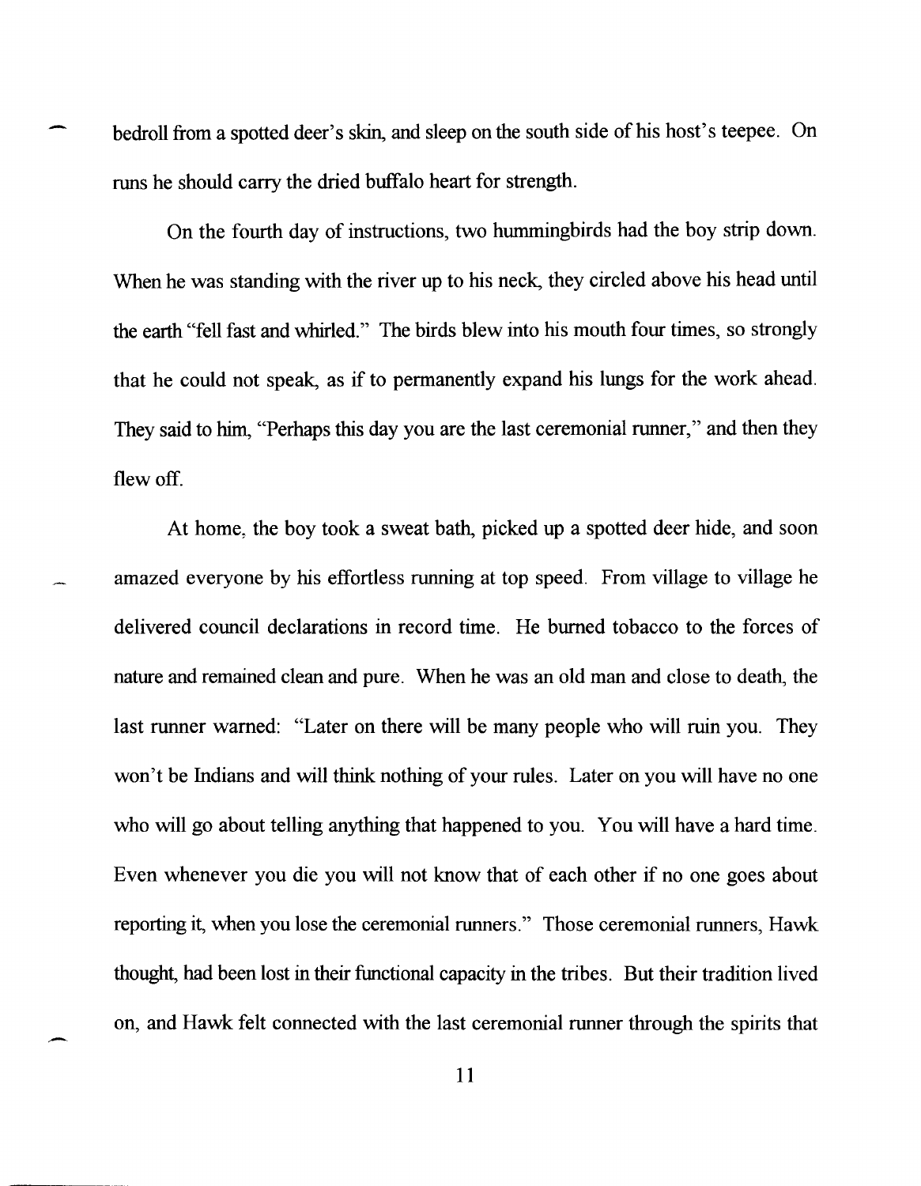bedroll from a spotted deer's skin, and sleep on the south side of his host's teepee. On runs he should carry the dried buffalo heart for strength.

On the fourth day of instructions, two hummingbirds had the boy strip down. When he was standing with the river up to his neck, they circled above his head until the earth "fell fast and whirled." The birds blew into his mouth four times, so strongly that he could not speak, as if to permanently expand his lungs for the work ahead. They said to him, "Perhaps this day you are the last ceremonial runner," and then they flew off.

At home, the boy took a sweat bath, picked up a spotted deer hide, and soon amazed everyone by his effortless running at top speed. From village to village he delivered council declarations in record time. He burned tobacco to the forces of nature and remained clean and pure. When he was an old man and close to death, the last runner warned: "Later on there will be many people who will ruin you. They won't be Indians and will think nothing of your rules. Later on you will have no one who will go about telling anything that happened to you. You will have a hard time. Even whenever you die you will not know that of each other if no one goes about reporting it, when you lose the ceremonial runners." Those ceremonial runners, Hawk thought, had been lost in their functional capacity in the tribes. But their tradition lived on, and Hawk felt connected with the last ceremonial runner through the spirits that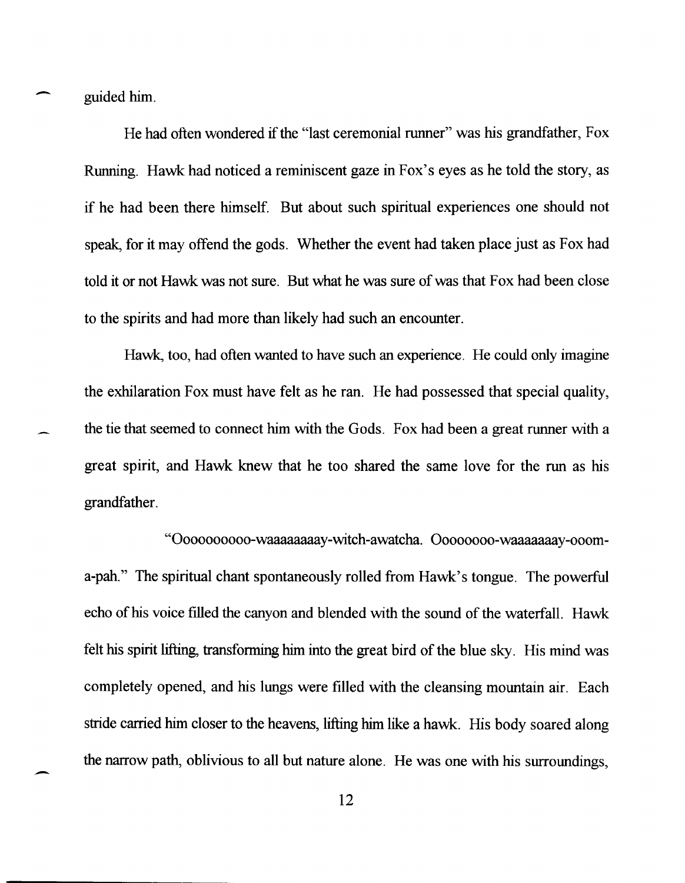guided him.

He had often wondered if the "last ceremonial runner" was his grandfather, Fox Running. Hawk had noticed a reminiscent gaze in Fox's eyes as he told the story, as if he had been there himself. But about such spiritual experiences one should not speak, for it may offend the gods. Whether the event had taken place just as Fox had told it or not Hawk was not sure. But what he was sure of was that Fox had been close to the spirits and had more than likely had such an encounter.

Hawk, too, had often wanted to have such an experience. He could only imagine the exhilaration Fox must have felt as he ran. He had possessed that special quality, the tie that seemed to connect him with the Gods. Fox had been a great runner with a great spirit, and Hawk knew that he too shared the same love for the run as his grandfather.

"Ooooooooo-waaaaaaaay-witch-awatcha. Ooooooo-waaaaaaay-ooom-a-pah." The spiritual chant spontaneously rolled from Hawk's tongue. The powerful echo of his voice filled the canyon and blended with the sound of the waterfall. Hawk felt his spirit lifting, transforming him into the great bird of the blue sky. His mind was completely opened, and his lungs were filled with the cleansing mountain air. Each stride carried him closer to the heavens, lifting him like a hawk. His body soared along the narrow path, oblivious to all but nature alone. He was one with his surroundings,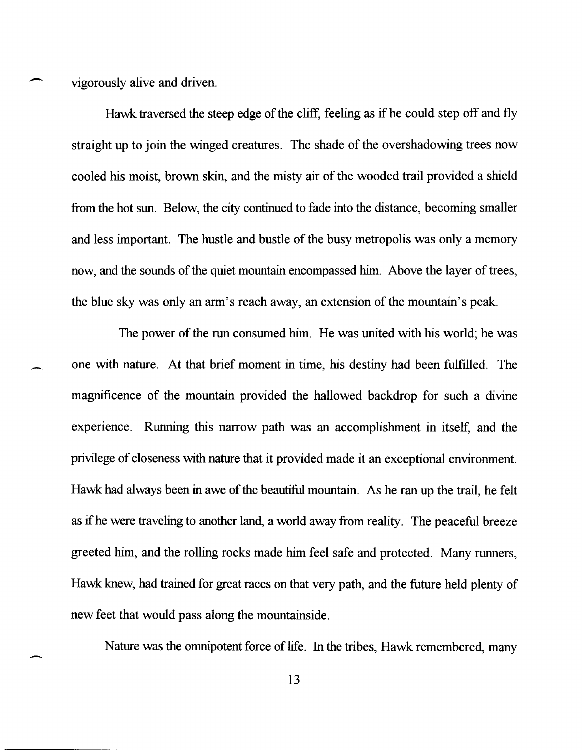vigorously alive and driven.

Hawk traversed the steep edge of the cliff, feeling as if he could step off and fly straight up to join the winged creatures. The shade of the overshadowing trees now cooled his moist, brown skin, and the misty air of the wooded trail provided a shield from the hot sun. Below, the city continued to fade into the distance, becoming smaller and less important. The hustle and bustle of the busy metropolis was only a memory now, and the sounds of the quiet mountain encompassed him. Above the layer of trees, the blue sky was only an arm's reach away, an extension of the mountain's peak.

The power of the run consumed him. He was united with his world; he was one with nature. At that brief moment in time, his destiny had been fulfilled. The magnificence of the mountain provided the hallowed backdrop for such a divine experience. Running this narrow path was an accomplishment in itself, and the privilege of closeness with nature that it provided made it an exceptional environment. Hawk had always been in awe of the beautiful mountain. As he ran up the trail, he felt as if he were traveling to another land, a world away from reality. The peaceful breeze greeted him, and the rolling rocks made him feel safe and protected. Many runners, Hawk knew, had trained for great races on that very path, and the future held plenty of new feet that would pass along the mountainside.

Nature was the omnipotent force of life. In the tribes, Hawk remembered, many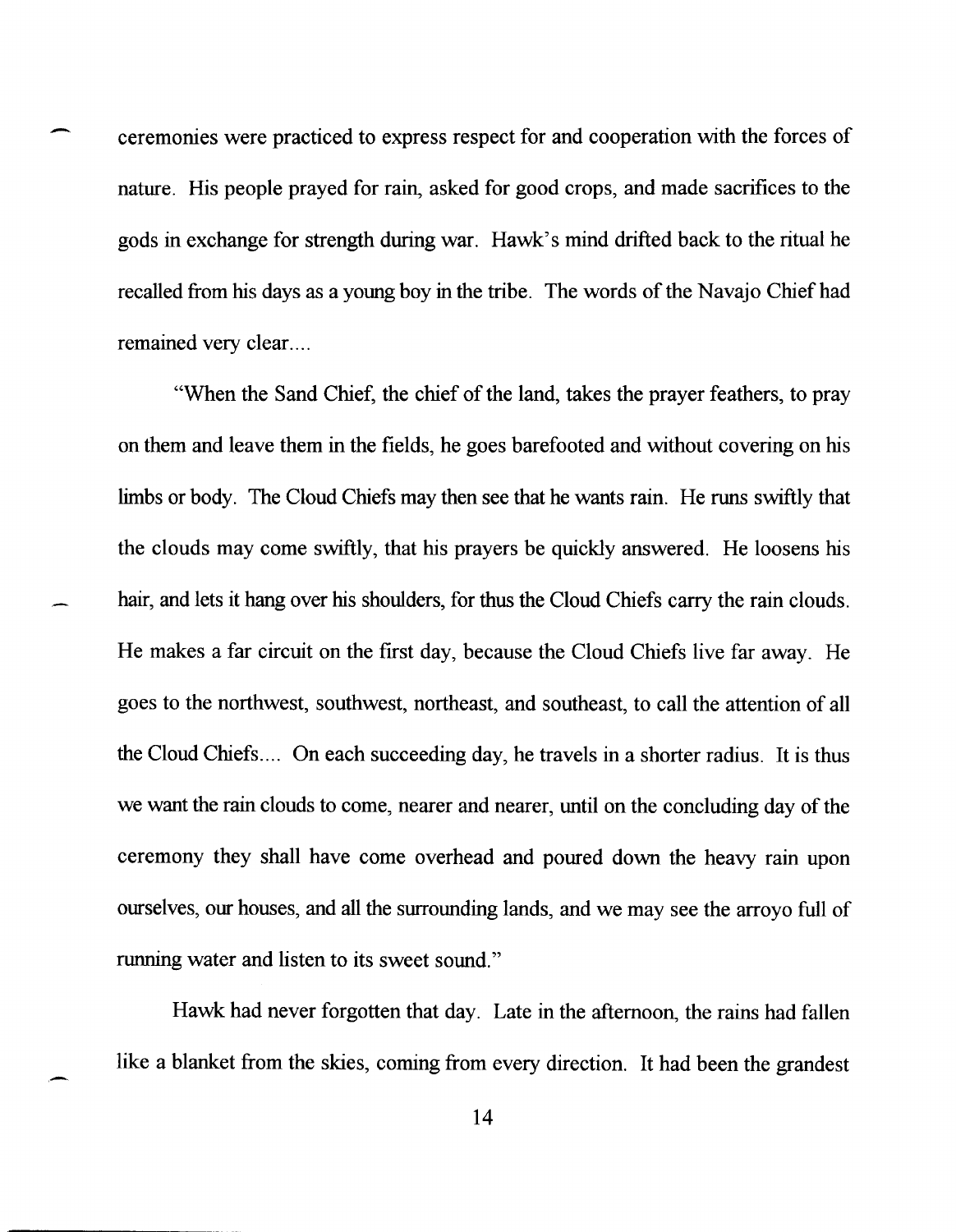ceremonies were practiced to express respect for and cooperation with the forces of nature. His people prayed for rain, asked for good crops, and made sacrifices to the gods in exchange for strength during war. Hawk's mind drifted back to the ritual he recalled from his days as a young boy in the tribe. The words of the Navajo Chief had remained very clear....

"When the Sand Chief, the chief of the land, takes the prayer feathers, to pray on them and leave them in the fields, he goes barefooted and without covering on his limbs or body. The Cloud Chiefs may then see that he wants rain. He runs swiftly that the clouds may come swiftly, that his prayers be quickly answered. He loosens his hair, and lets it hang over his shoulders, for thus the Cloud Chiefs carry the rain clouds. He makes a far circuit on the first day, because the Cloud Chiefs live far away. He goes to the northwest, southwest, northeast, and southeast, to call the attention of all the Cloud Chiefs.... On each succeeding day, he travels in a shorter radius. It is thus we want the rain clouds to come, nearer and nearer, until on the concluding day of the ceremony they shall have come overhead and poured down the heavy rain upon ourselves, our houses, and all the surrounding lands, and we may see the arroyo full of running water and listen to its sweet sound."

Hawk had never forgotten that day. Late in the afternoon, the rains had fallen like a blanket from the skies, coming from every direction. It had been the grandest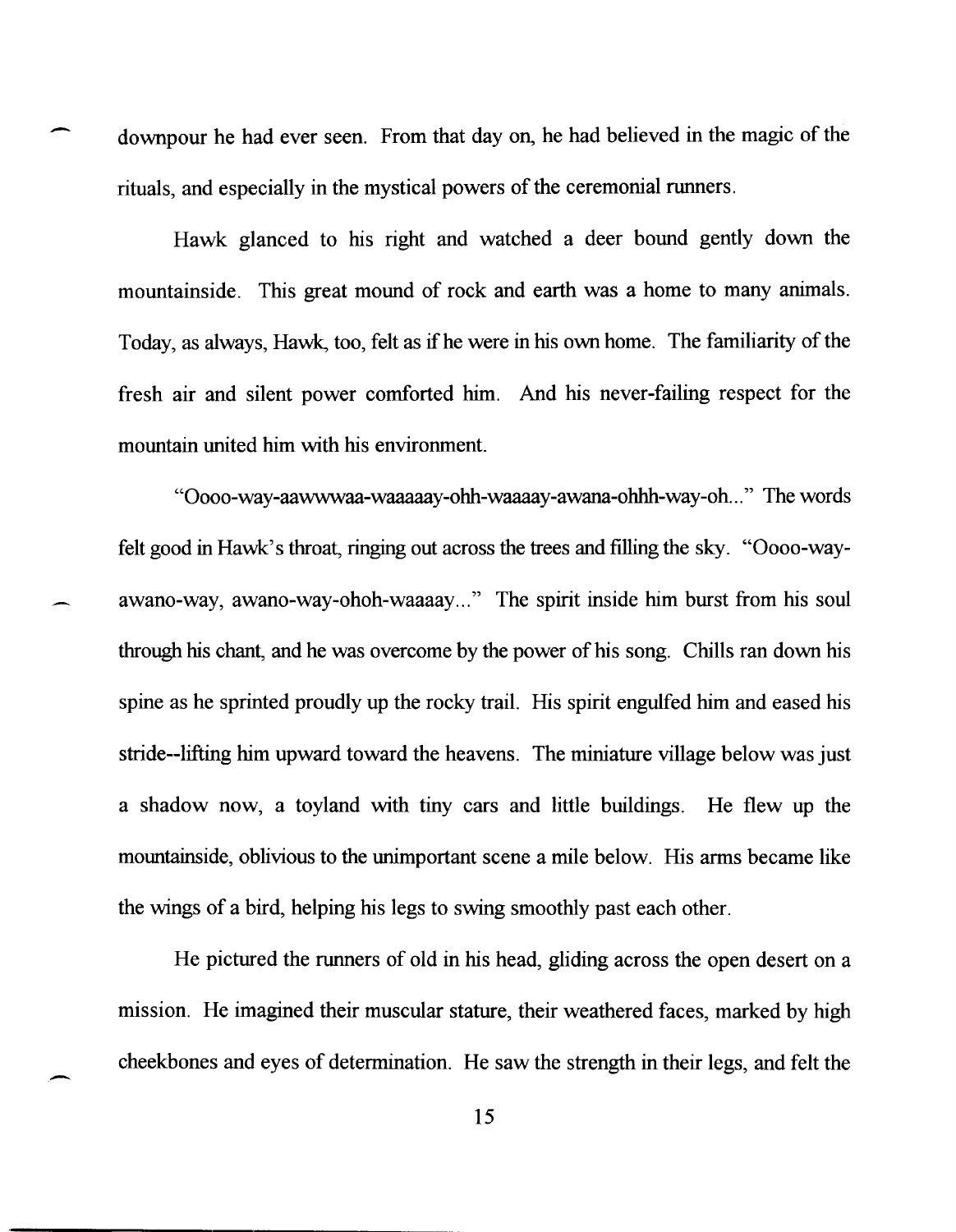downpour he had ever seen. From that day on, he had believed in the magic of the rituals, and especially in the mystical powers of the ceremonial runners.

Hawk glanced to his right and watched a deer bound gently down the mountainside. This great mound of rock and earth was a home to many animals. Today, as always, Hawk, too, felt as if he were in his own home. The familiarity of the fresh air and silent power comforted him. And his never-failing respect for the mountain united him with his environment.

"Oooo-way-aawwwaa-waaaaay-ohh-waaaay-awana-ohhh-way-oh..." The words felt good in Hawk's throat, ringing out across the trees and filling the sky. "Oooo-way-awano-way, awano-way-ohoh-waaaay..." The spirit inside him burst from his soul through his chant, and he was overcome by the power of his song. Chills ran down his spine as he sprinted proudly up the rocky trail. His spirit engulfed him and eased his stride--lifting him upward toward the heavens. The miniature village below was just a shadow now, a toyland with tiny cars and little buildings. He flew up the mountainside, oblivious to the unimportant scene a mile below. His arms became like the wings of a bird, helping his legs to swing smoothly past each other.

He pictured the runners of old in his head, gliding across the open desert on a mission. He imagined their muscular stature, their weathered faces, marked by high cheekbones and eyes of determination. He saw the strength in their legs, and felt the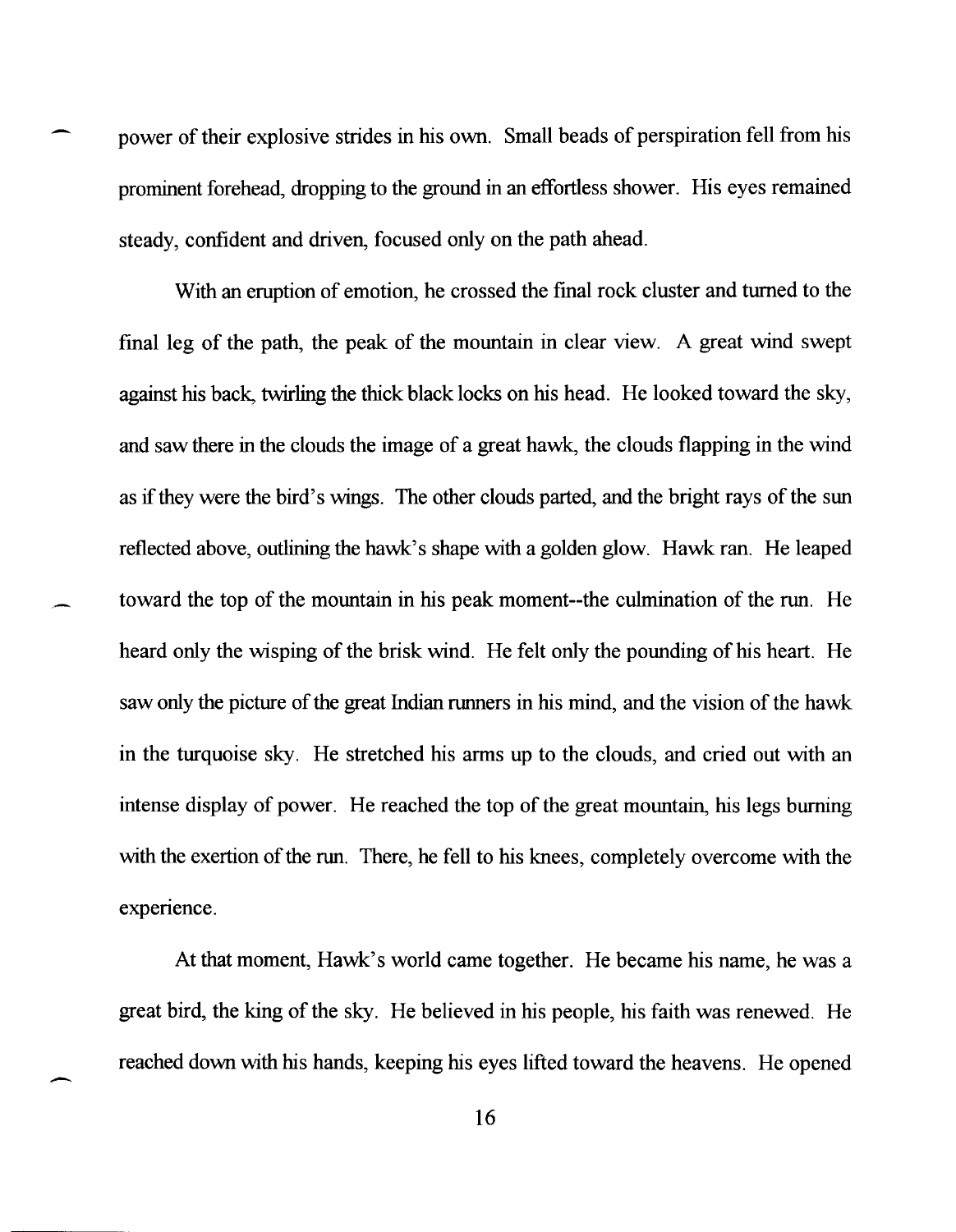power of their explosive strides in his own. Small beads of perspiration fell from his prominent forehead, dropping to the ground in an effortless shower. His eyes remained steady, confident and driven, focused only on the path ahead.

With an eruption of emotion, he crossed the final rock cluster and turned to the final leg of the path, the peak of the mountain in clear view. A great wind swept against his back, twirling the thick black locks on his head. He looked toward the sky, and saw there in the clouds the image of a great hawk, the clouds flapping in the wind as if they were the bird's wings. The other clouds parted, and the bright rays of the sun reflected above, outlining the hawk's shape with a golden glow. Hawk ran. He leaped toward the top of the mountain in his peak moment--the culmination of the run. He heard only the wisping of the brisk wind. He felt only the pounding of his heart. He saw only the picture of the great Indian runners in his mind, and the vision of the hawk in the turquoise sky. He stretched his arms up to the clouds, and cried out with an intense display of power. He reached the top of the great mountain, his legs burning with the exertion of the run. There, he fell to his knees, completely overcome with the experience.

At that moment, Hawk's world came together. He became his name, he was a great bird, the king of the sky. He believed in his people, his faith was renewed. He reached down with his hands, keeping his eyes lifted toward the heavens. He opened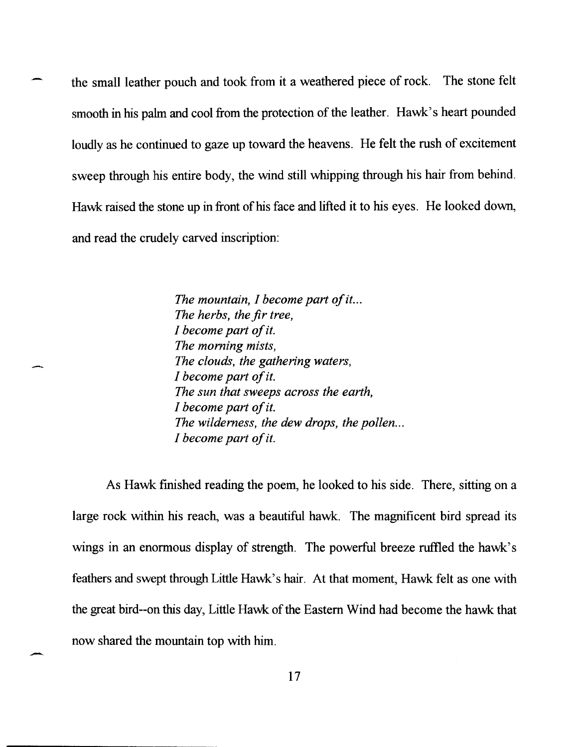the small leather pouch and took from it a weathered piece of rock. The stone felt smooth in his palm and cool from the protection of the leather. Hawk's heart pounded loudly as he continued to gaze up toward the heavens. He felt the rush of excitement sweep through his entire body, the wind still whipping through his hair from behind. Hawk raised the stone up in front of his face and lifted it to his eyes. He looked down, and read the crudely carved inscription:

> *The mountain, I become part of it...*
> *The herbs, the fir tree,*
> *I become part of it.*
> *The morning mists,*
> *The clouds, the gathering waters,*
> *I become part of it.*
> *The sun that sweeps across the earth,*
> *I become part of it.*
> *The wilderness, the dew drops, the pollen...*
> *I become part of it.*

As Hawk finished reading the poem, he looked to his side. There, sitting on a large rock within his reach, was a beautiful hawk. The magnificent bird spread its wings in an enormous display of strength. The powerful breeze ruffled the hawk's feathers and swept through Little Hawk's hair. At that moment, Hawk felt as one with the great bird--on this day, Little Hawk of the Eastern Wind had become the hawk that now shared the mountain top with him.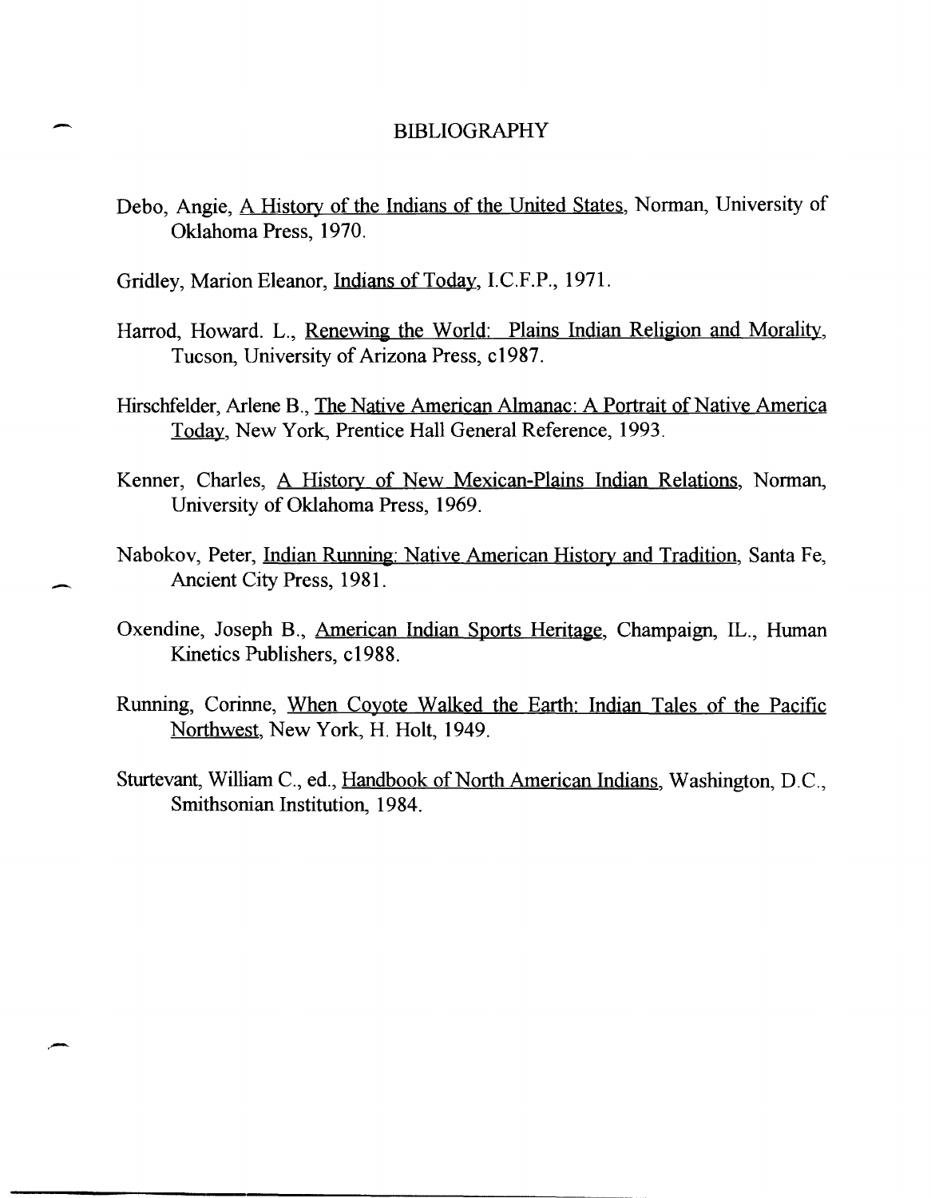# BIBLIOGRAPHY

Debo, Angie, A History of the Indians of the United States, Norman, University of Oklahoma Press, 1970.

Gridley, Marion Eleanor, Indians of Today, I.C.F.P., 1971.

Harrod, Howard. L., Renewing the World: Plains Indian Religion and Morality, Tucson, University of Arizona Press, c1987.

Hirschfelder, Arlene B., The Native American Almanac: A Portrait of Native America Today, New York, Prentice Hall General Reference, 1993.

Kenner, Charles, A History of New Mexican-Plains Indian Relations, Norman, University of Oklahoma Press, 1969.

Nabokov, Peter, Indian Running: Native American History and Tradition, Santa Fe, Ancient City Press, 1981.

Oxendine, Joseph B., American Indian Sports Heritage, Champaign, IL., Human Kinetics Publishers, c1988.

Running, Corinne, When Coyote Walked the Earth: Indian Tales of the Pacific Northwest, New York, H. Holt, 1949.

Sturtevant, William C., ed., Handbook of North American Indians, Washington, D.C., Smithsonian Institution, 1984.